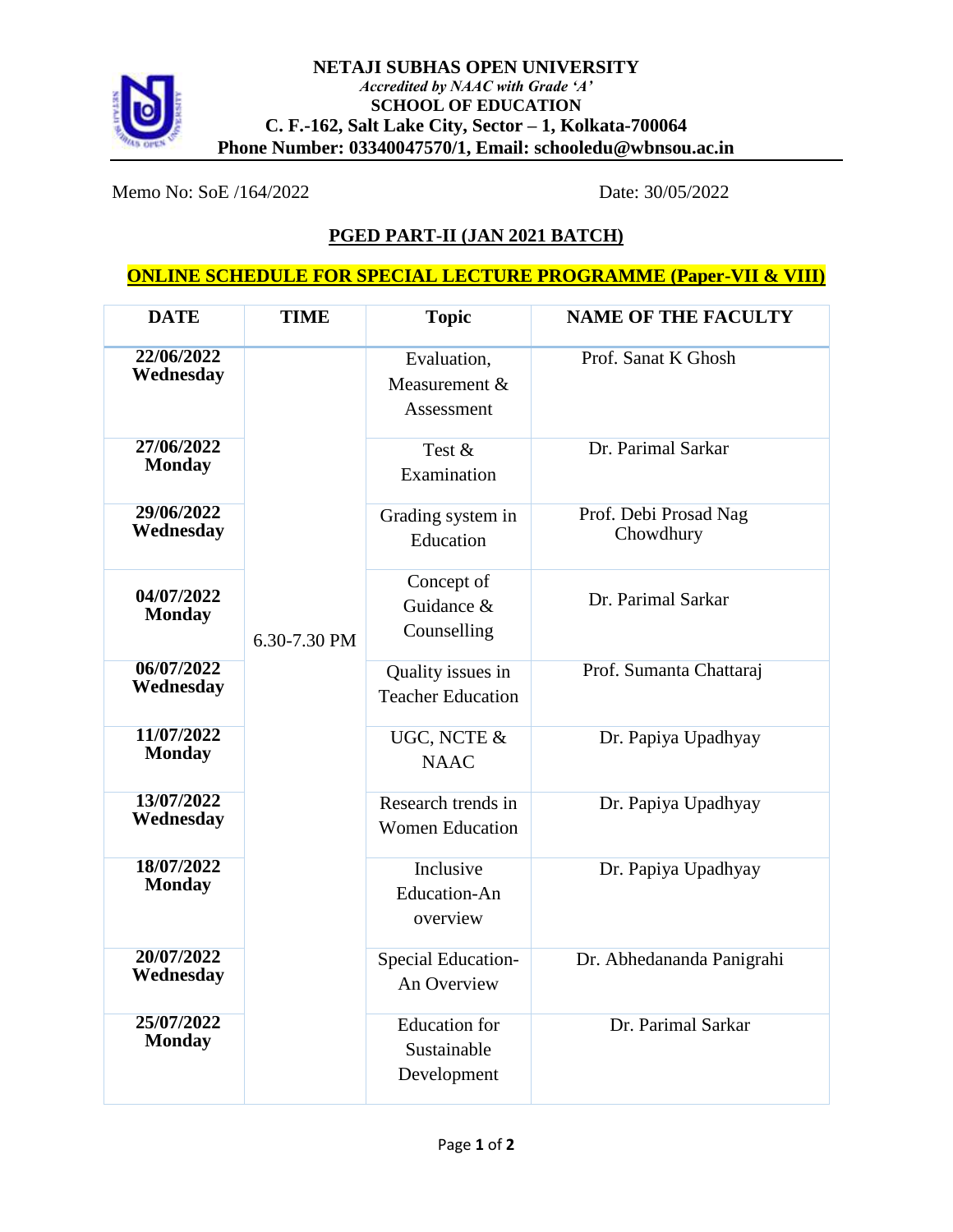# NETAJI SUBHAS OPEN UNIVERSITY

*Accredited by NAAC with Grade 'A'*

**SCHOOL OF EDUCATION**

**C. F.-162, Salt Lake City, Sector – 1, Kolkata-700064**

**Phone Number: 03340047570/1, Email: schooledu@wbnsou.ac.in**

Memo No: SoE /164/2022 Date: 30/05/2022

## PGED PART-II (JAN 2021 BATCH)

## ONLINE SCHEDULE FOR SPECIAL LECTURE PROGRAMME (Paper-VII & VIII)

| DATE | TIME | Topic | NAME OF THE FACULTY |
|---|---|---|---|
| **22/06/2022 Wednesday** | 6.30-7.30 PM | Evaluation, Measurement & Assessment | Prof. Sanat K Ghosh |
| **27/06/2022 Monday** | | Test & Examination | Dr. Parimal Sarkar |
| **29/06/2022 Wednesday** | | Grading system in Education | Prof. Debi Prosad Nag Chowdhury |
| **04/07/2022 Monday** | | Concept of Guidance & Counselling | Dr. Parimal Sarkar |
| **06/07/2022 Wednesday** | | Quality issues in Teacher Education | Prof. Sumanta Chattaraj |
| **11/07/2022 Monday** | | UGC, NCTE & NAAC | Dr. Papiya Upadhyay |
| **13/07/2022 Wednesday** | | Research trends in Women Education | Dr. Papiya Upadhyay |
| **18/07/2022 Monday** | | Inclusive Education-An overview | Dr. Papiya Upadhyay |
| **20/07/2022 Wednesday** | | Special Education-An Overview | Dr. Abhedananda Panigrahi |
| **25/07/2022 Monday** | | Education for Sustainable Development | Dr. Parimal Sarkar |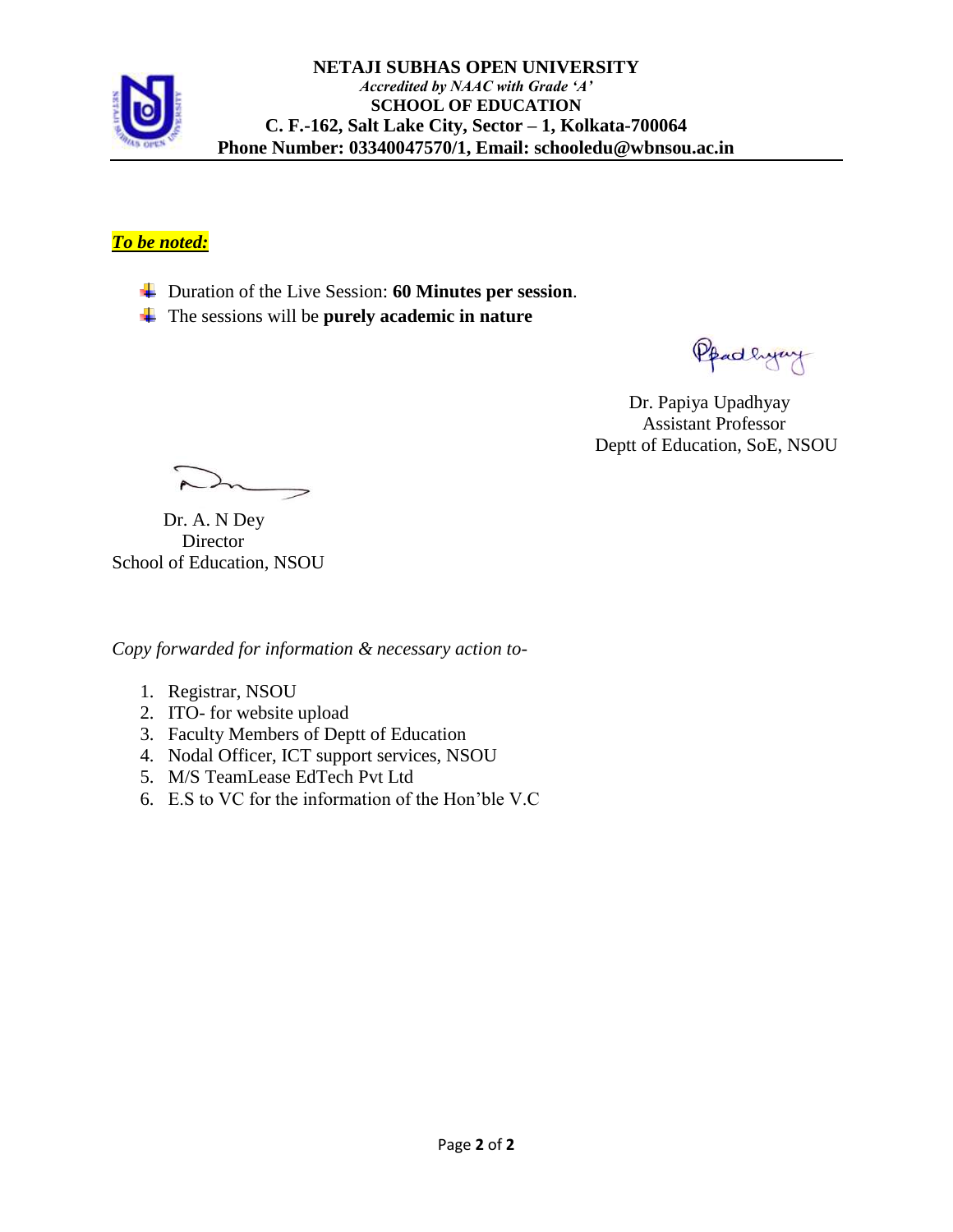**NETAJI SUBHAS OPEN UNIVERSITY**

***Accredited by NAAC with Grade 'A'***

**SCHOOL OF EDUCATION**

**C. F.-162, Salt Lake City, Sector – 1, Kolkata-700064**

**Phone Number: 03340047570/1, Email: schooledu@wbnsou.ac.in**

***To be noted:***

- Duration of the Live Session: **60 Minutes per session**.
- The sessions will be **purely academic in nature**

Dr. Papiya Upadhyay
Assistant Professor
Deptt of Education, SoE, NSOU

Dr. A. N Dey
Director
School of Education, NSOU

*Copy forwarded for information & necessary action to-*

1. Registrar, NSOU
2. ITO- for website upload
3. Faculty Members of Deptt of Education
4. Nodal Officer, ICT support services, NSOU
5. M/S TeamLease EdTech Pvt Ltd
6. E.S to VC for the information of the Hon'ble V.C